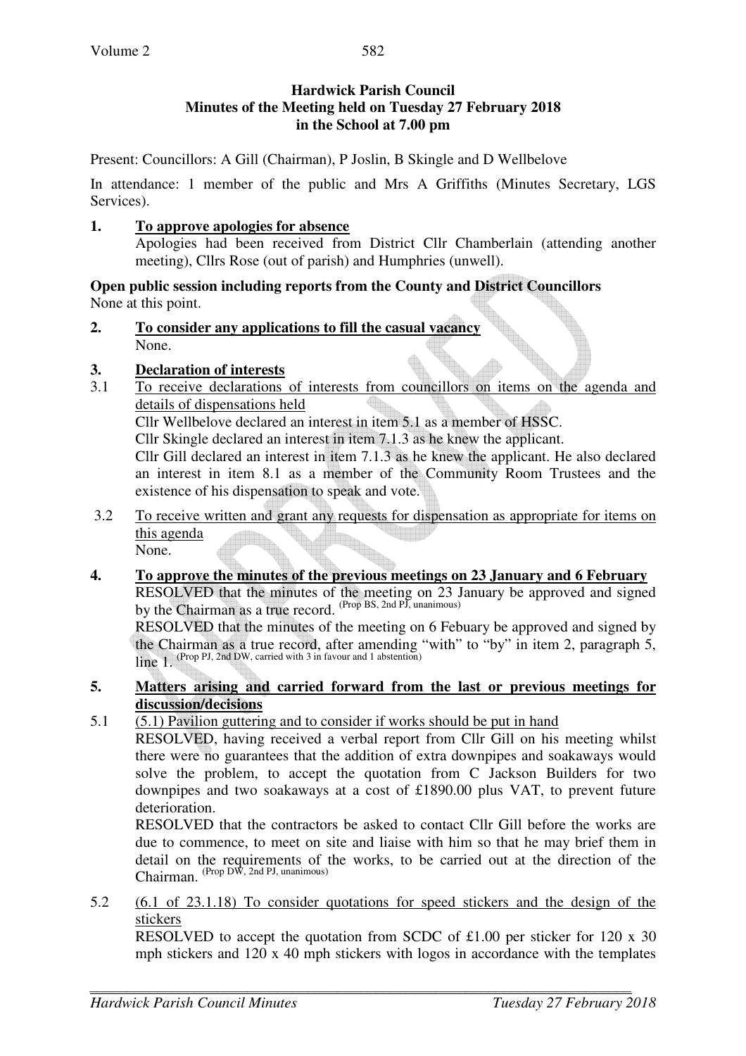**Hardwick Parish Council**
**Minutes of the Meeting held on Tuesday 27 February 2018**
**in the School at 7.00 pm**

Present: Councillors: A Gill (Chairman), P Joslin, B Skingle and D Wellbelove

In attendance: 1 member of the public and Mrs A Griffiths (Minutes Secretary, LGS Services).

**1. To approve apologies for absence**

Apologies had been received from District Cllr Chamberlain (attending another meeting), Cllrs Rose (out of parish) and Humphries (unwell).

**Open public session including reports from the County and District Councillors**
None at this point.

**2. To consider any applications to fill the casual vacancy**

None.

**3. Declaration of interests**

3.1 To receive declarations of interests from councillors on items on the agenda and details of dispensations held

Cllr Wellbelove declared an interest in item 5.1 as a member of HSSC.

Cllr Skingle declared an interest in item 7.1.3 as he knew the applicant.

Cllr Gill declared an interest in item 7.1.3 as he knew the applicant. He also declared an interest in item 8.1 as a member of the Community Room Trustees and the existence of his dispensation to speak and vote.

3.2 To receive written and grant any requests for dispensation as appropriate for items on this agenda

None.

**4. To approve the minutes of the previous meetings on 23 January and 6 February**

RESOLVED that the minutes of the meeting on 23 January be approved and signed by the Chairman as a true record. (Prop BS, 2nd PJ, unanimous)

RESOLVED that the minutes of the meeting on 6 Febuary be approved and signed by the Chairman as a true record, after amending "with" to "by" in item 2, paragraph 5, line 1. (Prop PJ, 2nd DW, carried with 3 in favour and 1 abstention)

**5. Matters arising and carried forward from the last or previous meetings for discussion/decisions**

5.1 (5.1) Pavilion guttering and to consider if works should be put in hand

RESOLVED, having received a verbal report from Cllr Gill on his meeting whilst there were no guarantees that the addition of extra downpipes and soakaways would solve the problem, to accept the quotation from C Jackson Builders for two downpipes and two soakaways at a cost of £1890.00 plus VAT, to prevent future deterioration.

RESOLVED that the contractors be asked to contact Cllr Gill before the works are due to commence, to meet on site and liaise with him so that he may brief them in detail on the requirements of the works, to be carried out at the direction of the Chairman. (Prop DW, 2nd PJ, unanimous)

5.2 (6.1 of 23.1.18) To consider quotations for speed stickers and the design of the stickers

RESOLVED to accept the quotation from SCDC of £1.00 per sticker for 120 x 30 mph stickers and 120 x 40 mph stickers with logos in accordance with the templates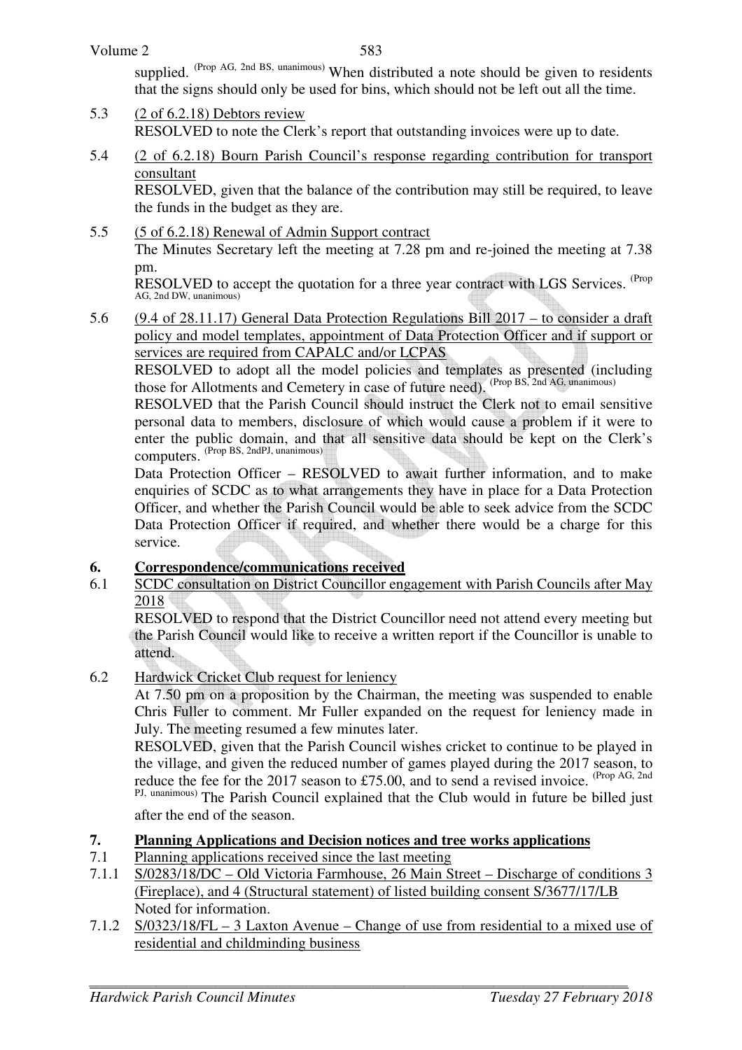supplied. (Prop AG, 2nd BS, unanimous) When distributed a note should be given to residents that the signs should only be used for bins, which should not be left out all the time.

5.3 (2 of 6.2.18) Debtors review

RESOLVED to note the Clerk's report that outstanding invoices were up to date.

5.4 (2 of 6.2.18) Bourn Parish Council's response regarding contribution for transport consultant

RESOLVED, given that the balance of the contribution may still be required, to leave the funds in the budget as they are.

5.5 (5 of 6.2.18) Renewal of Admin Support contract

The Minutes Secretary left the meeting at 7.28 pm and re-joined the meeting at 7.38 pm.

RESOLVED to accept the quotation for a three year contract with LGS Services. (Prop AG, 2nd DW, unanimous)

5.6 (9.4 of 28.11.17) General Data Protection Regulations Bill 2017 – to consider a draft policy and model templates, appointment of Data Protection Officer and if support or services are required from CAPALC and/or LCPAS

RESOLVED to adopt all the model policies and templates as presented (including those for Allotments and Cemetery in case of future need). (Prop BS, 2nd AG, unanimous)

RESOLVED that the Parish Council should instruct the Clerk not to email sensitive personal data to members, disclosure of which would cause a problem if it were to enter the public domain, and that all sensitive data should be kept on the Clerk's computers. (Prop BS, 2ndPJ, unanimous)

Data Protection Officer – RESOLVED to await further information, and to make enquiries of SCDC as to what arrangements they have in place for a Data Protection Officer, and whether the Parish Council would be able to seek advice from the SCDC Data Protection Officer if required, and whether there would be a charge for this service.

## 6. Correspondence/communications received

6.1 SCDC consultation on District Councillor engagement with Parish Councils after May 2018

RESOLVED to respond that the District Councillor need not attend every meeting but the Parish Council would like to receive a written report if the Councillor is unable to attend.

6.2 Hardwick Cricket Club request for leniency

At 7.50 pm on a proposition by the Chairman, the meeting was suspended to enable Chris Fuller to comment. Mr Fuller expanded on the request for leniency made in July. The meeting resumed a few minutes later.

RESOLVED, given that the Parish Council wishes cricket to continue to be played in the village, and given the reduced number of games played during the 2017 season, to reduce the fee for the 2017 season to £75.00, and to send a revised invoice. (Prop AG, 2nd PJ, unanimous) The Parish Council explained that the Club would in future be billed just after the end of the season.

## 7. Planning Applications and Decision notices and tree works applications

7.1 Planning applications received since the last meeting

7.1.1 S/0283/18/DC – Old Victoria Farmhouse, 26 Main Street – Discharge of conditions 3 (Fireplace), and 4 (Structural statement) of listed building consent S/3677/17/LB

Noted for information.

7.1.2 S/0323/18/FL – 3 Laxton Avenue – Change of use from residential to a mixed use of residential and childminding business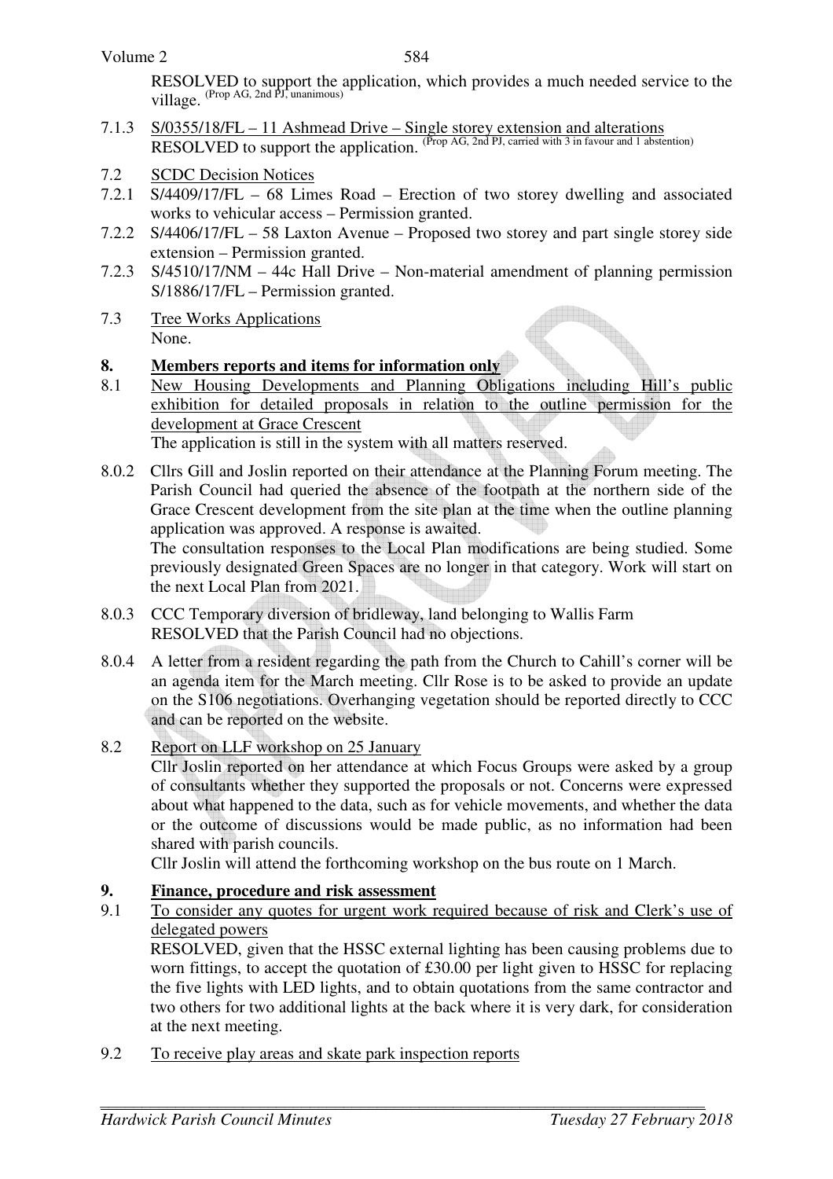RESOLVED to support the application, which provides a much needed service to the village. (Prop AG, 2nd PJ, unanimous)

7.1.3 S/0355/18/FL – 11 Ashmead Drive – Single storey extension and alterations
RESOLVED to support the application. (Prop AG, 2nd PJ, carried with 3 in favour and 1 abstention)

7.2 SCDC Decision Notices

7.2.1 S/4409/17/FL – 68 Limes Road – Erection of two storey dwelling and associated works to vehicular access – Permission granted.

7.2.2 S/4406/17/FL – 58 Laxton Avenue – Proposed two storey and part single storey side extension – Permission granted.

7.2.3 S/4510/17/NM – 44c Hall Drive – Non-material amendment of planning permission S/1886/17/FL – Permission granted.

7.3 Tree Works Applications
None.

## 8. Members reports and items for information only

8.1 New Housing Developments and Planning Obligations including Hill's public exhibition for detailed proposals in relation to the outline permission for the development at Grace Crescent
The application is still in the system with all matters reserved.

8.0.2 Cllrs Gill and Joslin reported on their attendance at the Planning Forum meeting. The Parish Council had queried the absence of the footpath at the northern side of the Grace Crescent development from the site plan at the time when the outline planning application was approved. A response is awaited.
The consultation responses to the Local Plan modifications are being studied. Some previously designated Green Spaces are no longer in that category. Work will start on the next Local Plan from 2021.

8.0.3 CCC Temporary diversion of bridleway, land belonging to Wallis Farm
RESOLVED that the Parish Council had no objections.

8.0.4 A letter from a resident regarding the path from the Church to Cahill's corner will be an agenda item for the March meeting. Cllr Rose is to be asked to provide an update on the S106 negotiations. Overhanging vegetation should be reported directly to CCC and can be reported on the website.

8.2 Report on LLF workshop on 25 January
Cllr Joslin reported on her attendance at which Focus Groups were asked by a group of consultants whether they supported the proposals or not. Concerns were expressed about what happened to the data, such as for vehicle movements, and whether the data or the outcome of discussions would be made public, as no information had been shared with parish councils.
Cllr Joslin will attend the forthcoming workshop on the bus route on 1 March.

## 9. Finance, procedure and risk assessment

9.1 To consider any quotes for urgent work required because of risk and Clerk's use of delegated powers
RESOLVED, given that the HSSC external lighting has been causing problems due to worn fittings, to accept the quotation of £30.00 per light given to HSSC for replacing the five lights with LED lights, and to obtain quotations from the same contractor and two others for two additional lights at the back where it is very dark, for consideration at the next meeting.

9.2 To receive play areas and skate park inspection reports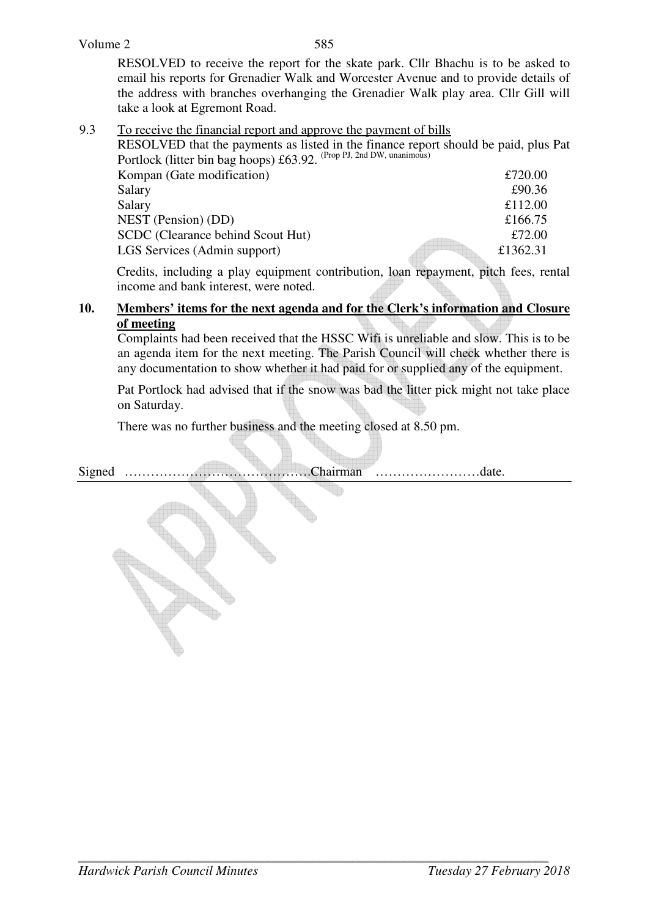RESOLVED to receive the report for the skate park. Cllr Bhachu is to be asked to email his reports for Grenadier Walk and Worcester Avenue and to provide details of the address with branches overhanging the Grenadier Walk play area. Cllr Gill will take a look at Egremont Road.

9.3 To receive the financial report and approve the payment of bills

RESOLVED that the payments as listed in the finance report should be paid, plus Pat Portlock (litter bin bag hoops) £63.92. (Prop PJ, 2nd DW, unanimous)

| | |
|---|---|
| Kompan (Gate modification) | £720.00 |
| Salary | £90.36 |
| Salary | £112.00 |
| NEST (Pension) (DD) | £166.75 |
| SCDC (Clearance behind Scout Hut) | £72.00 |
| LGS Services (Admin support) | £1362.31 |

Credits, including a play equipment contribution, loan repayment, pitch fees, rental income and bank interest, were noted.

## 10. Members' items for the next agenda and for the Clerk's information and Closure of meeting

Complaints had been received that the HSSC Wifi is unreliable and slow. This is to be an agenda item for the next meeting. The Parish Council will check whether there is any documentation to show whether it had paid for or supplied any of the equipment.

Pat Portlock had advised that if the snow was bad the litter pick might not take place on Saturday.

There was no further business and the meeting closed at 8.50 pm.

Signed ……………………………………Chairman ……………………date.